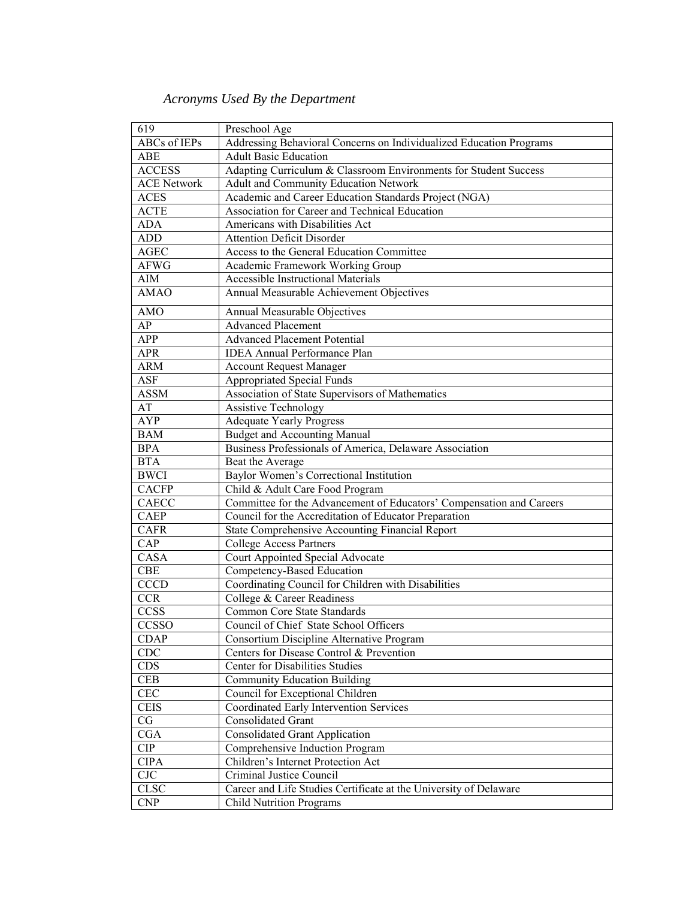*Acronyms Used By the Department*

| | |
|---|---|
| 619 | Preschool Age |
| ABCs of IEPs | Addressing Behavioral Concerns on Individualized Education Programs |
| ABE | Adult Basic Education |
| ACCESS | Adapting Curriculum & Classroom Environments for Student Success |
| ACE Network | Adult and Community Education Network |
| ACES | Academic and Career Education Standards Project (NGA) |
| ACTE | Association for Career and Technical Education |
| ADA | Americans with Disabilities Act |
| ADD | Attention Deficit Disorder |
| AGEC | Access to the General Education Committee |
| AFWG | Academic Framework Working Group |
| AIM | Accessible Instructional Materials |
| AMAO | Annual Measurable Achievement Objectives |
| AMO | Annual Measurable Objectives |
| AP | Advanced Placement |
| APP | Advanced Placement Potential |
| APR | IDEA Annual Performance Plan |
| ARM | Account Request Manager |
| ASF | Appropriated Special Funds |
| ASSM | Association of State Supervisors of Mathematics |
| AT | Assistive Technology |
| AYP | Adequate Yearly Progress |
| BAM | Budget and Accounting Manual |
| BPA | Business Professionals of America, Delaware Association |
| BTA | Beat the Average |
| BWCI | Baylor Women's Correctional Institution |
| CACFP | Child & Adult Care Food Program |
| CAECC | Committee for the Advancement of Educators' Compensation and Careers |
| CAEP | Council for the Accreditation of Educator Preparation |
| CAFR | State Comprehensive Accounting Financial Report |
| CAP | College Access Partners |
| CASA | Court Appointed Special Advocate |
| CBE | Competency-Based Education |
| CCCD | Coordinating Council for Children with Disabilities |
| CCR | College & Career Readiness |
| CCSS | Common Core State Standards |
| CCSSO | Council of Chief State School Officers |
| CDAP | Consortium Discipline Alternative Program |
| CDC | Centers for Disease Control & Prevention |
| CDS | Center for Disabilities Studies |
| CEB | Community Education Building |
| CEC | Council for Exceptional Children |
| CEIS | Coordinated Early Intervention Services |
| CG | Consolidated Grant |
| CGA | Consolidated Grant Application |
| CIP | Comprehensive Induction Program |
| CIPA | Children's Internet Protection Act |
| CJC | Criminal Justice Council |
| CLSC | Career and Life Studies Certificate at the University of Delaware |
| CNP | Child Nutrition Programs |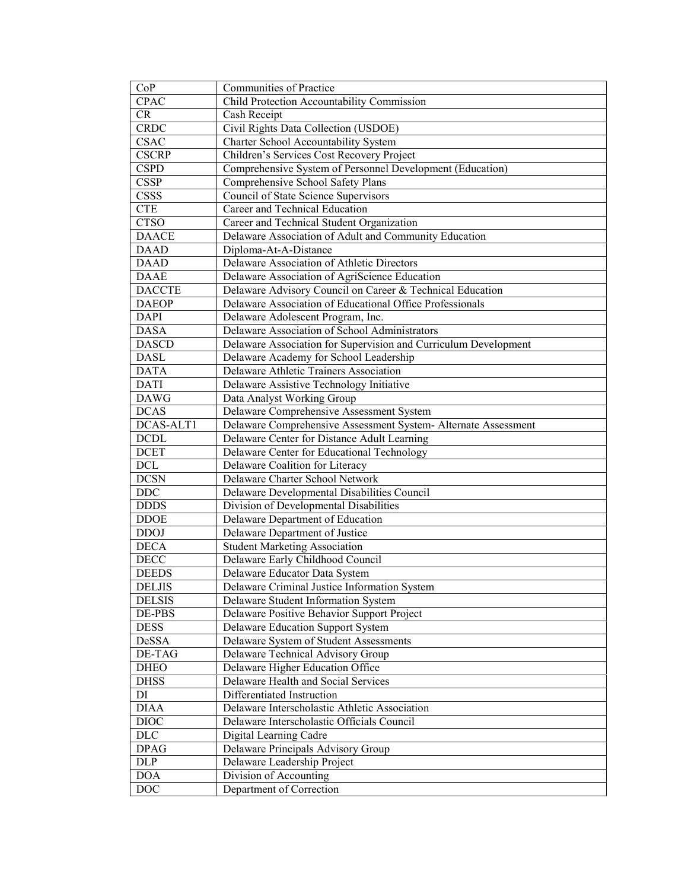| CoP | Communities of Practice |
|---|---|
| CPAC | Child Protection Accountability Commission |
| CR | Cash Receipt |
| CRDC | Civil Rights Data Collection (USDOE) |
| CSAC | Charter School Accountability System |
| CSCRP | Children's Services Cost Recovery Project |
| CSPD | Comprehensive System of Personnel Development (Education) |
| CSSP | Comprehensive School Safety Plans |
| CSSS | Council of State Science Supervisors |
| CTE | Career and Technical Education |
| CTSO | Career and Technical Student Organization |
| DAACE | Delaware Association of Adult and Community Education |
| DAAD | Diploma-At-A-Distance |
| DAAD | Delaware Association of Athletic Directors |
| DAAE | Delaware Association of AgriScience Education |
| DACCTE | Delaware Advisory Council on Career & Technical Education |
| DAEOP | Delaware Association of Educational Office Professionals |
| DAPI | Delaware Adolescent Program, Inc. |
| DASA | Delaware Association of School Administrators |
| DASCD | Delaware Association for Supervision and Curriculum Development |
| DASL | Delaware Academy for School Leadership |
| DATA | Delaware Athletic Trainers Association |
| DATI | Delaware Assistive Technology Initiative |
| DAWG | Data Analyst Working Group |
| DCAS | Delaware Comprehensive Assessment System |
| DCAS-ALT1 | Delaware Comprehensive Assessment System- Alternate Assessment |
| DCDL | Delaware Center for Distance Adult Learning |
| DCET | Delaware Center for Educational Technology |
| DCL | Delaware Coalition for Literacy |
| DCSN | Delaware Charter School Network |
| DDC | Delaware Developmental Disabilities Council |
| DDDS | Division of Developmental Disabilities |
| DDOE | Delaware Department of Education |
| DDOJ | Delaware Department of Justice |
| DECA | Student Marketing Association |
| DECC | Delaware Early Childhood Council |
| DEEDS | Delaware Educator Data System |
| DELJIS | Delaware Criminal Justice Information System |
| DELSIS | Delaware Student Information System |
| DE-PBS | Delaware Positive Behavior Support Project |
| DESS | Delaware Education Support System |
| DeSSA | Delaware System of Student Assessments |
| DE-TAG | Delaware Technical Advisory Group |
| DHEO | Delaware Higher Education Office |
| DHSS | Delaware Health and Social Services |
| DI | Differentiated Instruction |
| DIAA | Delaware Interscholastic Athletic Association |
| DIOC | Delaware Interscholastic Officials Council |
| DLC | Digital Learning Cadre |
| DPAG | Delaware Principals Advisory Group |
| DLP | Delaware Leadership Project |
| DOA | Division of Accounting |
| DOC | Department of Correction |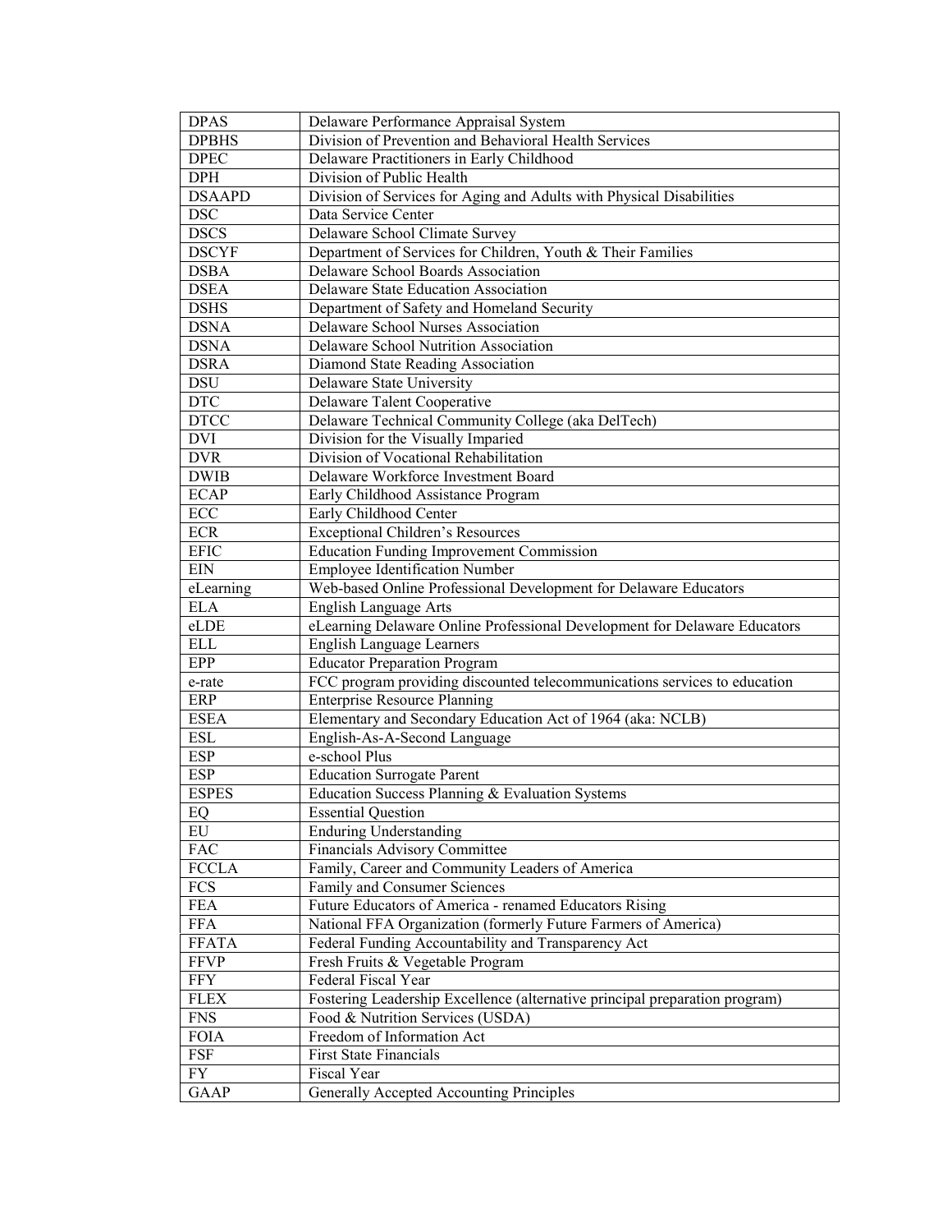| DPAS | Delaware Performance Appraisal System |
|---|---|
| DPBHS | Division of Prevention and Behavioral Health Services |
| DPEC | Delaware Practitioners in Early Childhood |
| DPH | Division of Public Health |
| DSAAPD | Division of Services for Aging and Adults with Physical Disabilities |
| DSC | Data Service Center |
| DSCS | Delaware School Climate Survey |
| DSCYF | Department of Services for Children, Youth & Their Families |
| DSBA | Delaware School Boards Association |
| DSEA | Delaware State Education Association |
| DSHS | Department of Safety and Homeland Security |
| DSNA | Delaware School Nurses Association |
| DSNA | Delaware School Nutrition Association |
| DSRA | Diamond State Reading Association |
| DSU | Delaware State University |
| DTC | Delaware Talent Cooperative |
| DTCC | Delaware Technical Community College (aka DelTech) |
| DVI | Division for the Visually Imparied |
| DVR | Division of Vocational Rehabilitation |
| DWIB | Delaware Workforce Investment Board |
| ECAP | Early Childhood Assistance Program |
| ECC | Early Childhood Center |
| ECR | Exceptional Children's Resources |
| EFIC | Education Funding Improvement Commission |
| EIN | Employee Identification Number |
| eLearning | Web-based Online Professional Development for Delaware Educators |
| ELA | English Language Arts |
| eLDE | eLearning Delaware Online Professional Development for Delaware Educators |
| ELL | English Language Learners |
| EPP | Educator Preparation Program |
| e-rate | FCC program providing discounted telecommunications services to education |
| ERP | Enterprise Resource Planning |
| ESEA | Elementary and Secondary Education Act of 1964 (aka: NCLB) |
| ESL | English-As-A-Second Language |
| ESP | e-school Plus |
| ESP | Education Surrogate Parent |
| ESPES | Education Success Planning & Evaluation Systems |
| EQ | Essential Question |
| EU | Enduring Understanding |
| FAC | Financials Advisory Committee |
| FCCLA | Family, Career and Community Leaders of America |
| FCS | Family and Consumer Sciences |
| FEA | Future Educators of America - renamed Educators Rising |
| FFA | National FFA Organization (formerly Future Farmers of America) |
| FFATA | Federal Funding Accountability and Transparency Act |
| FFVP | Fresh Fruits & Vegetable Program |
| FFY | Federal Fiscal Year |
| FLEX | Fostering Leadership Excellence (alternative principal preparation program) |
| FNS | Food & Nutrition Services (USDA) |
| FOIA | Freedom of Information Act |
| FSF | First State Financials |
| FY | Fiscal Year |
| GAAP | Generally Accepted Accounting Principles |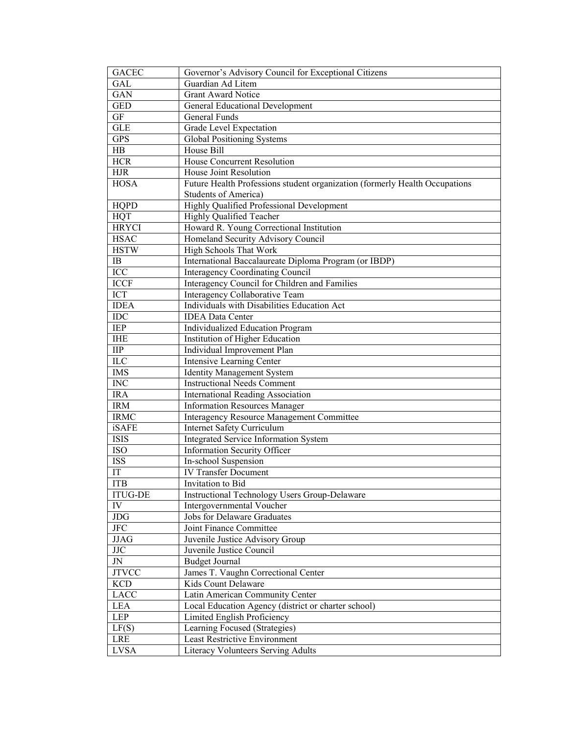| GACEC | Governor's Advisory Council for Exceptional Citizens |
|---|---|
| GAL | Guardian Ad Litem |
| GAN | Grant Award Notice |
| GED | General Educational Development |
| GF | General Funds |
| GLE | Grade Level Expectation |
| GPS | Global Positioning Systems |
| HB | House Bill |
| HCR | House Concurrent Resolution |
| HJR | House Joint Resolution |
| HOSA | Future Health Professions student organization (formerly Health Occupations Students of America) |
| HQPD | Highly Qualified Professional Development |
| HQT | Highly Qualified Teacher |
| HRYCI | Howard R. Young Correctional Institution |
| HSAC | Homeland Security Advisory Council |
| HSTW | High Schools That Work |
| IB | International Baccalaureate Diploma Program (or IBDP) |
| ICC | Interagency Coordinating Council |
| ICCF | Interagency Council for Children and Families |
| ICT | Interagency Collaborative Team |
| IDEA | Individuals with Disabilities Education Act |
| IDC | IDEA Data Center |
| IEP | Individualized Education Program |
| IHE | Institution of Higher Education |
| IIP | Individual Improvement Plan |
| ILC | Intensive Learning Center |
| IMS | Identity Management System |
| INC | Instructional Needs Comment |
| IRA | International Reading Association |
| IRM | Information Resources Manager |
| IRMC | Interagency Resource Management Committee |
| iSAFE | Internet Safety Curriculum |
| ISIS | Integrated Service Information System |
| ISO | Information Security Officer |
| ISS | In-school Suspension |
| IT | IV Transfer Document |
| ITB | Invitation to Bid |
| ITUG-DE | Instructional Technology Users Group-Delaware |
| IV | Intergovernmental Voucher |
| JDG | Jobs for Delaware Graduates |
| JFC | Joint Finance Committee |
| JJAG | Juvenile Justice Advisory Group |
| JJC | Juvenile Justice Council |
| JN | Budget Journal |
| JTVCC | James T. Vaughn Correctional Center |
| KCD | Kids Count Delaware |
| LACC | Latin American Community Center |
| LEA | Local Education Agency (district or charter school) |
| LEP | Limited English Proficiency |
| LF(S) | Learning Focused (Strategies) |
| LRE | Least Restrictive Environment |
| LVSA | Literacy Volunteers Serving Adults |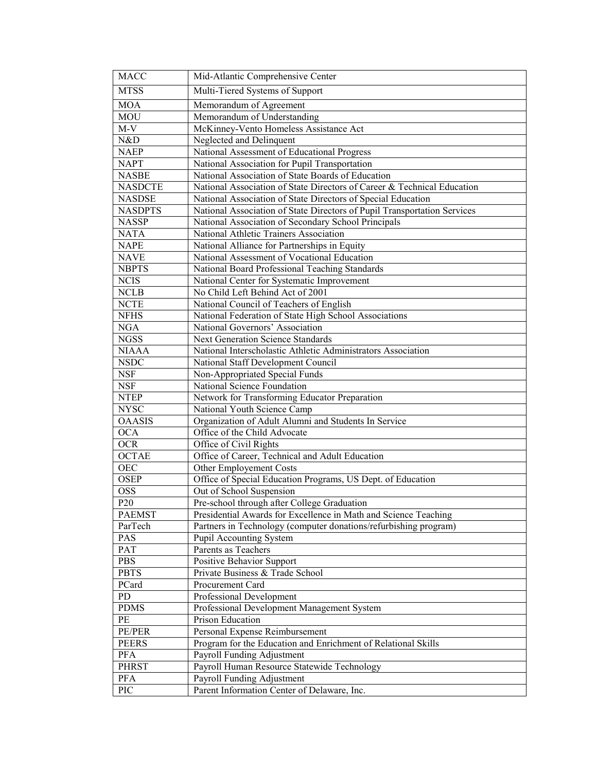| | |
|---|---|
| MACC | Mid-Atlantic Comprehensive Center |
| MTSS | Multi-Tiered Systems of Support |
| MOA | Memorandum of Agreement |
| MOU | Memorandum of Understanding |
| M-V | McKinney-Vento Homeless Assistance Act |
| N&D | Neglected and Delinquent |
| NAEP | National Assessment of Educational Progress |
| NAPT | National Association for Pupil Transportation |
| NASBE | National Association of State Boards of Education |
| NASDCTE | National Association of State Directors of Career & Technical Education |
| NASDSE | National Association of State Directors of Special Education |
| NASDPTS | National Association of State Directors of Pupil Transportation Services |
| NASSP | National Association of Secondary School Principals |
| NATA | National Athletic Trainers Association |
| NAPE | National Alliance for Partnerships in Equity |
| NAVE | National Assessment of Vocational Education |
| NBPTS | National Board Professional Teaching Standards |
| NCIS | National Center for Systematic Improvement |
| NCLB | No Child Left Behind Act of 2001 |
| NCTE | National Council of Teachers of English |
| NFHS | National Federation of State High School Associations |
| NGA | National Governors' Association |
| NGSS | Next Generation Science Standards |
| NIAAA | National Interscholastic Athletic Administrators Association |
| NSDC | National Staff Development Council |
| NSF | Non-Appropriated Special Funds |
| NSF | National Science Foundation |
| NTEP | Network for Transforming Educator Preparation |
| NYSC | National Youth Science Camp |
| OAASIS | Organization of Adult Alumni and Students In Service |
| OCA | Office of the Child Advocate |
| OCR | Office of Civil Rights |
| OCTAE | Office of Career, Technical and Adult Education |
| OEC | Other Employement Costs |
| OSEP | Office of Special Education Programs, US Dept. of Education |
| OSS | Out of School Suspension |
| P20 | Pre-school through after College Graduation |
| PAEMST | Presidential Awards for Excellence in Math and Science Teaching |
| ParTech | Partners in Technology (computer donations/refurbishing program) |
| PAS | Pupil Accounting System |
| PAT | Parents as Teachers |
| PBS | Positive Behavior Support |
| PBTS | Private Business & Trade School |
| PCard | Procurement Card |
| PD | Professional Development |
| PDMS | Professional Development Management System |
| PE | Prison Education |
| PE/PER | Personal Expense Reimbursement |
| PEERS | Program for the Education and Enrichment of Relational Skills |
| PFA | Payroll Funding Adjustment |
| PHRST | Payroll Human Resource Statewide Technology |
| PFA | Payroll Funding Adjustment |
| PIC | Parent Information Center of Delaware, Inc. |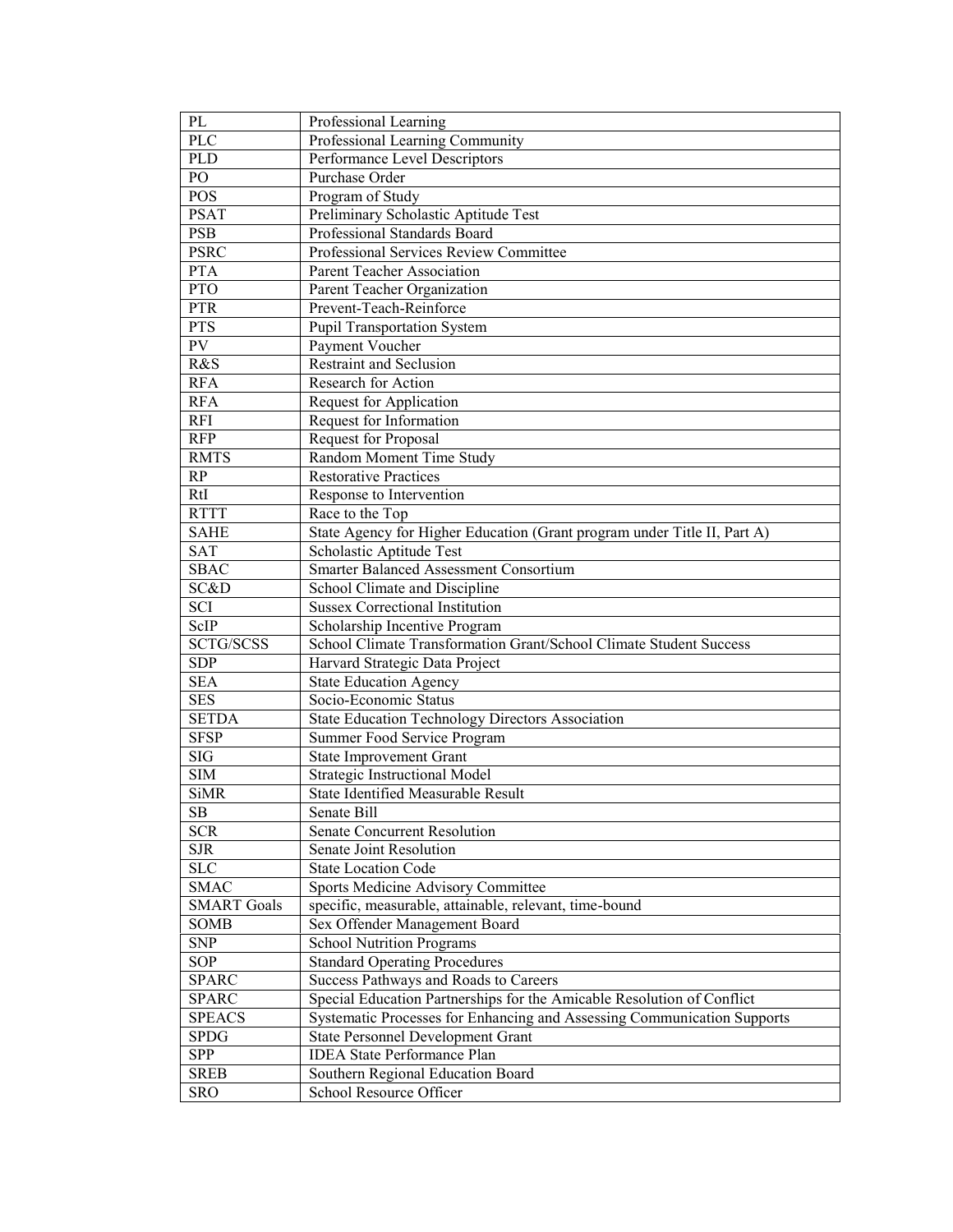| PL | Professional Learning |
|---|---|
| PLC | Professional Learning Community |
| PLD | Performance Level Descriptors |
| PO | Purchase Order |
| POS | Program of Study |
| PSAT | Preliminary Scholastic Aptitude Test |
| PSB | Professional Standards Board |
| PSRC | Professional Services Review Committee |
| PTA | Parent Teacher Association |
| PTO | Parent Teacher Organization |
| PTR | Prevent-Teach-Reinforce |
| PTS | Pupil Transportation System |
| PV | Payment Voucher |
| R&S | Restraint and Seclusion |
| RFA | Research for Action |
| RFA | Request for Application |
| RFI | Request for Information |
| RFP | Request for Proposal |
| RMTS | Random Moment Time Study |
| RP | Restorative Practices |
| RtI | Response to Intervention |
| RTTT | Race to the Top |
| SAHE | State Agency for Higher Education (Grant program under Title II, Part A) |
| SAT | Scholastic Aptitude Test |
| SBAC | Smarter Balanced Assessment Consortium |
| SC&D | School Climate and Discipline |
| SCI | Sussex Correctional Institution |
| ScIP | Scholarship Incentive Program |
| SCTG/SCSS | School Climate Transformation Grant/School Climate Student Success |
| SDP | Harvard Strategic Data Project |
| SEA | State Education Agency |
| SES | Socio-Economic Status |
| SETDA | State Education Technology Directors Association |
| SFSP | Summer Food Service Program |
| SIG | State Improvement Grant |
| SIM | Strategic Instructional Model |
| SiMR | State Identified Measurable Result |
| SB | Senate Bill |
| SCR | Senate Concurrent Resolution |
| SJR | Senate Joint Resolution |
| SLC | State Location Code |
| SMAC | Sports Medicine Advisory Committee |
| SMART Goals | specific, measurable, attainable, relevant, time-bound |
| SOMB | Sex Offender Management Board |
| SNP | School Nutrition Programs |
| SOP | Standard Operating Procedures |
| SPARC | Success Pathways and Roads to Careers |
| SPARC | Special Education Partnerships for the Amicable Resolution of Conflict |
| SPEACS | Systematic Processes for Enhancing and Assessing Communication Supports |
| SPDG | State Personnel Development Grant |
| SPP | IDEA State Performance Plan |
| SREB | Southern Regional Education Board |
| SRO | School Resource Officer |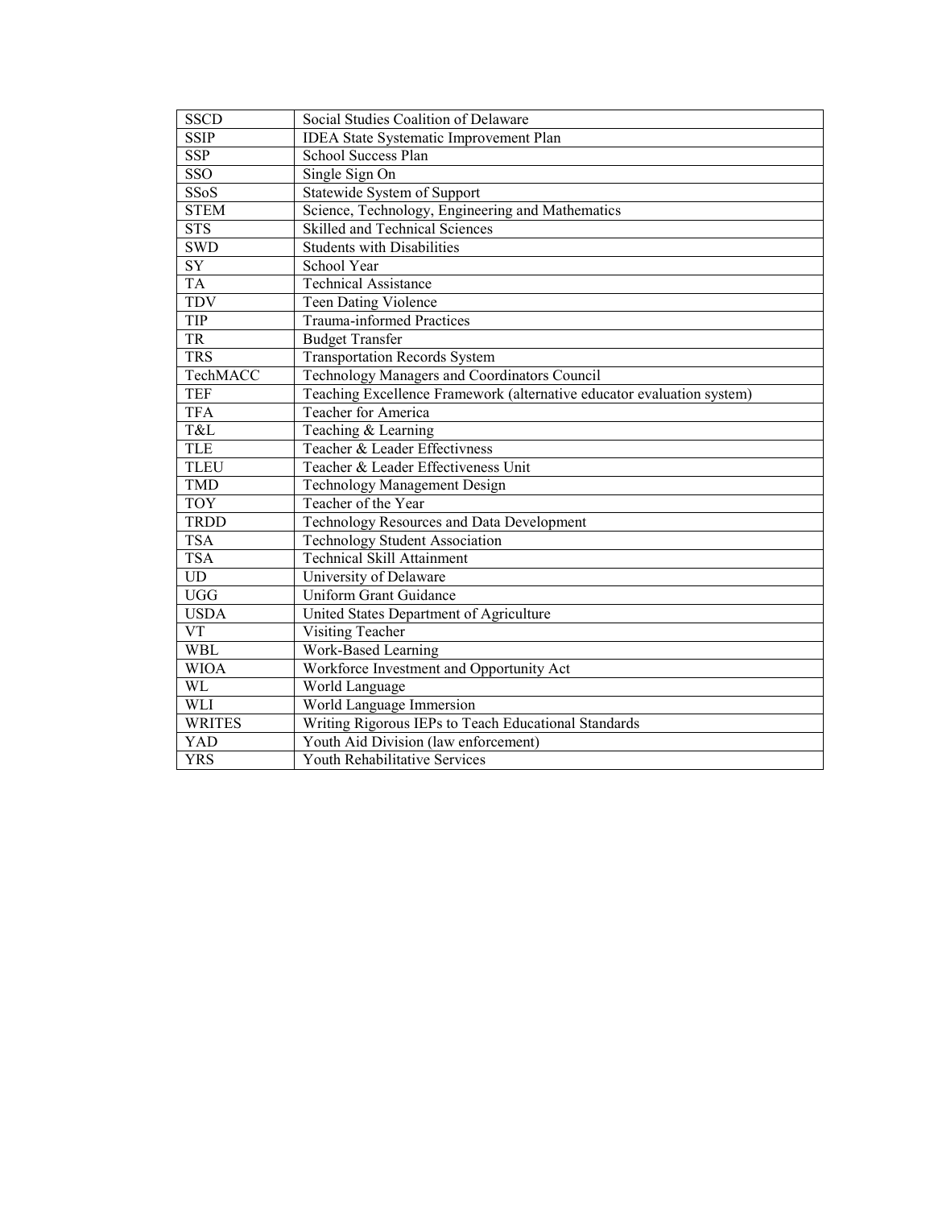| | |
|---|---|
| SSCD | Social Studies Coalition of Delaware |
| SSIP | IDEA State Systematic Improvement Plan |
| SSP | School Success Plan |
| SSO | Single Sign On |
| SSoS | Statewide System of Support |
| STEM | Science, Technology, Engineering and Mathematics |
| STS | Skilled and Technical Sciences |
| SWD | Students with Disabilities |
| SY | School Year |
| TA | Technical Assistance |
| TDV | Teen Dating Violence |
| TIP | Trauma-informed Practices |
| TR | Budget Transfer |
| TRS | Transportation Records System |
| TechMACC | Technology Managers and Coordinators Council |
| TEF | Teaching Excellence Framework (alternative educator evaluation system) |
| TFA | Teacher for America |
| T&L | Teaching & Learning |
| TLE | Teacher & Leader Effectivness |
| TLEU | Teacher & Leader Effectiveness Unit |
| TMD | Technology Management Design |
| TOY | Teacher of the Year |
| TRDD | Technology Resources and Data Development |
| TSA | Technology Student Association |
| TSA | Technical Skill Attainment |
| UD | University of Delaware |
| UGG | Uniform Grant Guidance |
| USDA | United States Department of Agriculture |
| VT | Visiting Teacher |
| WBL | Work-Based Learning |
| WIOA | Workforce Investment and Opportunity Act |
| WL | World Language |
| WLI | World Language Immersion |
| WRITES | Writing Rigorous IEPs to Teach Educational Standards |
| YAD | Youth Aid Division (law enforcement) |
| YRS | Youth Rehabilitative Services |